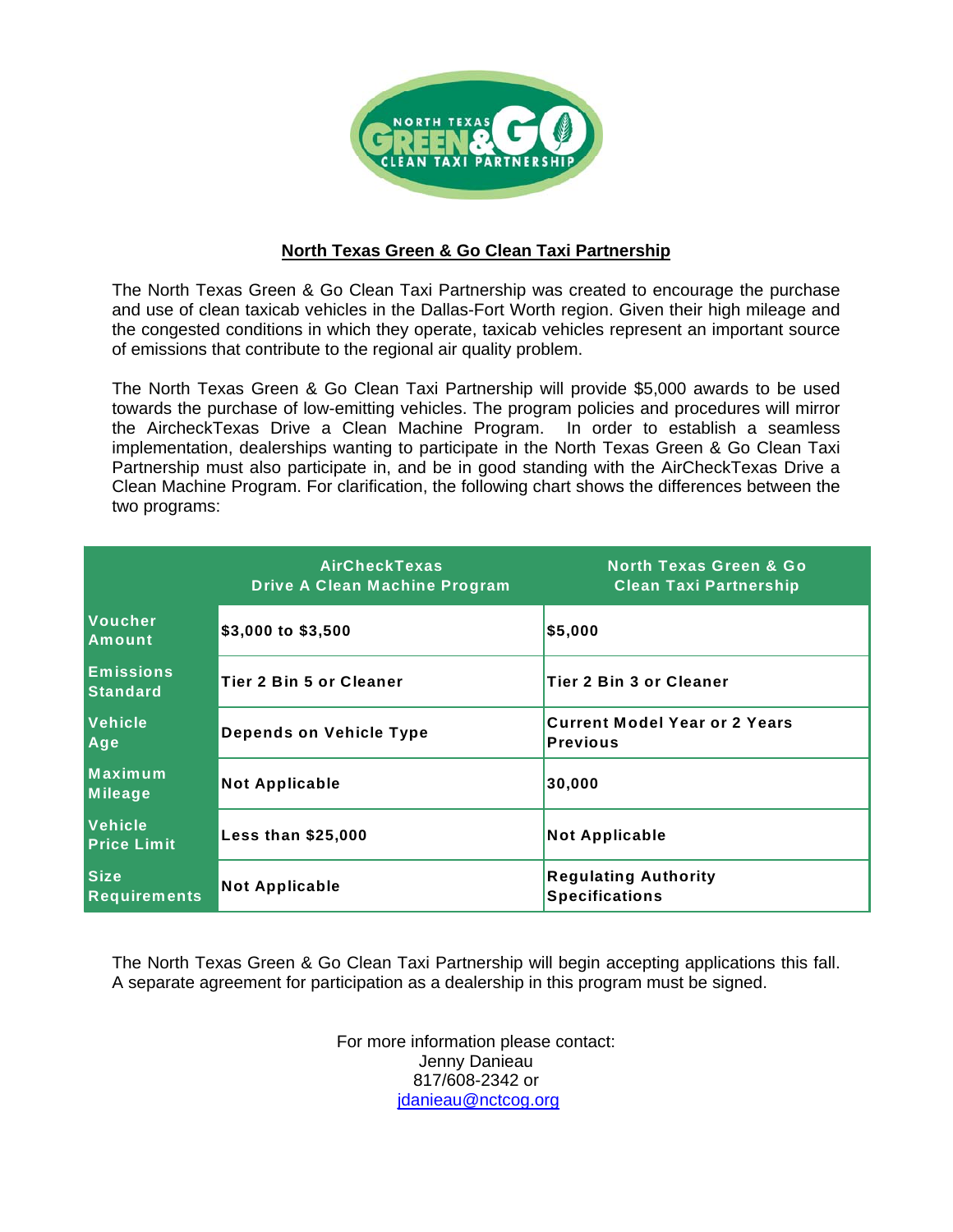# North Texas Green & Go Clean Taxi Partnership

The North Texas Green & Go Clean Taxi Partnership was created to encourage the purchase and use of clean taxicab vehicles in the Dallas-Fort Worth region. Given their high mileage and the congested conditions in which they operate, taxicab vehicles represent an important source of emissions that contribute to the regional air quality problem.

The North Texas Green & Go Clean Taxi Partnership will provide $5,000 awards to be used towards the purchase of low-emitting vehicles. The program policies and procedures will mirror the AircheckTexas Drive a Clean Machine Program. In order to establish a seamless implementation, dealerships wanting to participate in the North Texas Green & Go Clean Taxi Partnership must also participate in, and be in good standing with the AirCheckTexas Drive a Clean Machine Program. For clarification, the following chart shows the differences between the two programs:

| | AirCheckTexas Drive A Clean Machine Program | North Texas Green & Go Clean Taxi Partnership |
|---|---|---|
| **Voucher Amount** | $3,000 to $3,500 | $5,000 |
| **Emissions Standard** | Tier 2 Bin 5 or Cleaner | Tier 2 Bin 3 or Cleaner |
| **Vehicle Age** | Depends on Vehicle Type | Current Model Year or 2 Years Previous |
| **Maximum Mileage** | Not Applicable | 30,000 |
| **Vehicle Price Limit** | Less than $25,000 | Not Applicable |
| **Size Requirements** | Not Applicable | Regulating Authority Specifications |

The North Texas Green & Go Clean Taxi Partnership will begin accepting applications this fall. A separate agreement for participation as a dealership in this program must be signed.

For more information please contact:
Jenny Danieau
817/608-2342 or
jdanieau@nctcog.org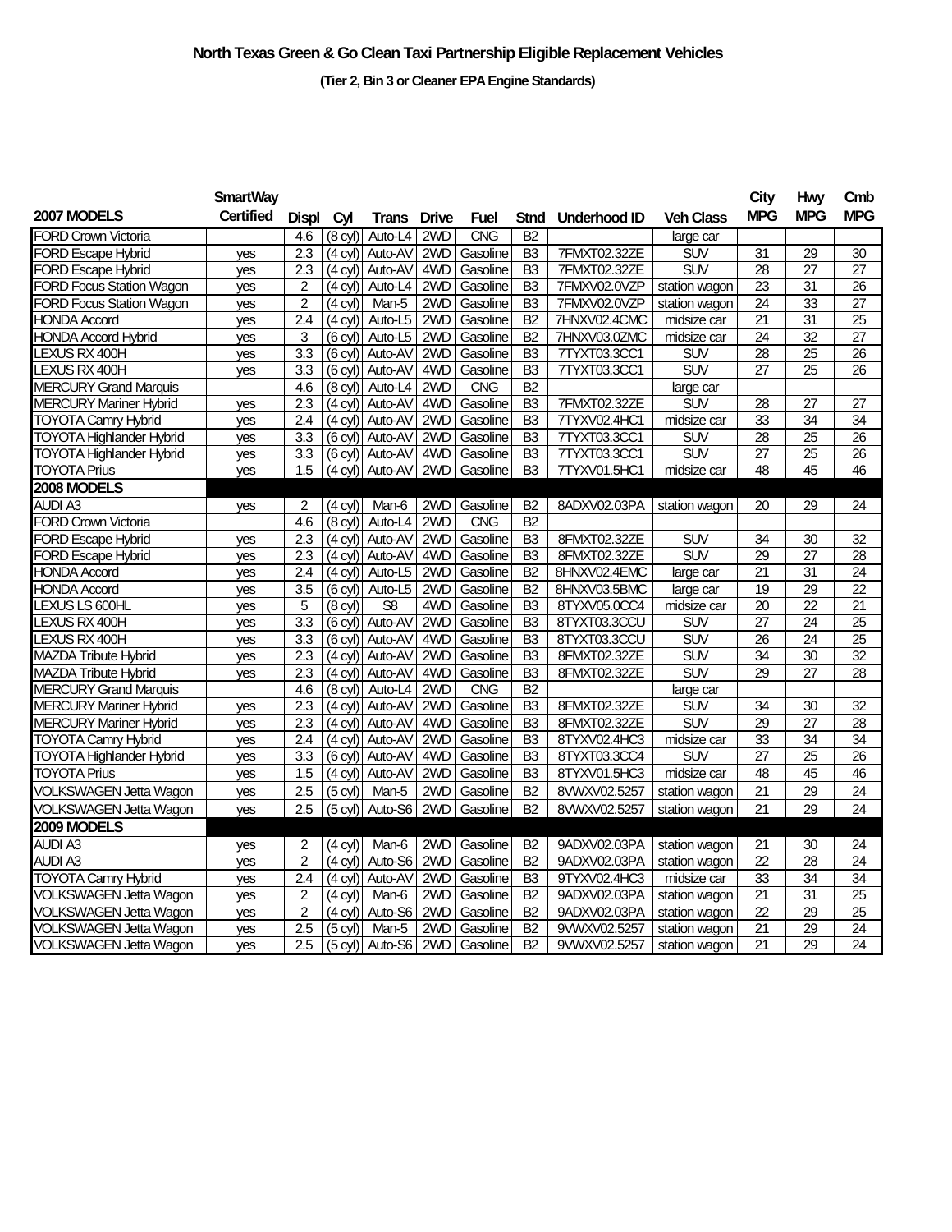## North Texas Green & Go Clean Taxi Partnership Eligible Replacement Vehicles

**(Tier 2, Bin 3 or Cleaner EPA Engine Standards)**

| 2007 MODELS | SmartWay Certified | Displ | Cyl | Trans | Drive | Fuel | Stnd | Underhood ID | Veh Class | City MPG | Hwy MPG | Cmb MPG |
|---|---|---|---|---|---|---|---|---|---|---|---|---|
| FORD Crown Victoria | | 4.6 | (8 cyl) | Auto-L4 | 2WD | CNG | B2 | | large car | | | |
| FORD Escape Hybrid | yes | 2.3 | (4 cyl) | Auto-AV | 2WD | Gasoline | B3 | 7FMXT02.32ZE | SUV | 31 | 29 | 30 |
| FORD Escape Hybrid | yes | 2.3 | (4 cyl) | Auto-AV | 4WD | Gasoline | B3 | 7FMXT02.32ZE | SUV | 28 | 27 | 27 |
| FORD Focus Station Wagon | yes | 2 | (4 cyl) | Auto-L4 | 2WD | Gasoline | B3 | 7FMXV02.0VZP | station wagon | 23 | 31 | 26 |
| FORD Focus Station Wagon | yes | 2 | (4 cyl) | Man-5 | 2WD | Gasoline | B3 | 7FMXV02.0VZP | station wagon | 24 | 33 | 27 |
| HONDA Accord | yes | 2.4 | (4 cyl) | Auto-L5 | 2WD | Gasoline | B2 | 7HNXV02.4CMC | midsize car | 21 | 31 | 25 |
| HONDA Accord Hybrid | yes | 3 | (6 cyl) | Auto-L5 | 2WD | Gasoline | B2 | 7HNXV03.0ZMC | midsize car | 24 | 32 | 27 |
| LEXUS RX 400H | yes | 3.3 | (6 cyl) | Auto-AV | 2WD | Gasoline | B3 | 7TYXT03.3CC1 | SUV | 28 | 25 | 26 |
| LEXUS RX 400H | yes | 3.3 | (6 cyl) | Auto-AV | 4WD | Gasoline | B3 | 7TYXT03.3CC1 | SUV | 27 | 25 | 26 |
| MERCURY Grand Marquis | | 4.6 | (8 cyl) | Auto-L4 | 2WD | CNG | B2 | | large car | | | |
| MERCURY Mariner Hybrid | yes | 2.3 | (4 cyl) | Auto-AV | 4WD | Gasoline | B3 | 7FMXT02.32ZE | SUV | 28 | 27 | 27 |
| TOYOTA Camry Hybrid | yes | 2.4 | (4 cyl) | Auto-AV | 2WD | Gasoline | B3 | 7TYXV02.4HC1 | midsize car | 33 | 34 | 34 |
| TOYOTA Highlander Hybrid | yes | 3.3 | (6 cyl) | Auto-AV | 2WD | Gasoline | B3 | 7TYXT03.3CC1 | SUV | 28 | 25 | 26 |
| TOYOTA Highlander Hybrid | yes | 3.3 | (6 cyl) | Auto-AV | 4WD | Gasoline | B3 | 7TYXT03.3CC1 | SUV | 27 | 25 | 26 |
| TOYOTA Prius | yes | 1.5 | (4 cyl) | Auto-AV | 2WD | Gasoline | B3 | 7TYXV01.5HC1 | midsize car | 48 | 45 | 46 |
| **2008 MODELS** | | | | | | | | | | | | |
| AUDI A3 | yes | 2 | (4 cyl) | Man-6 | 2WD | Gasoline | B2 | 8ADXV02.03PA | station wagon | 20 | 29 | 24 |
| FORD Crown Victoria | | 4.6 | (8 cyl) | Auto-L4 | 2WD | CNG | B2 | | | | | |
| FORD Escape Hybrid | yes | 2.3 | (4 cyl) | Auto-AV | 2WD | Gasoline | B3 | 8FMXT02.32ZE | SUV | 34 | 30 | 32 |
| FORD Escape Hybrid | yes | 2.3 | (4 cyl) | Auto-AV | 4WD | Gasoline | B3 | 8FMXT02.32ZE | SUV | 29 | 27 | 28 |
| HONDA Accord | yes | 2.4 | (4 cyl) | Auto-L5 | 2WD | Gasoline | B2 | 8HNXV02.4EMC | large car | 21 | 31 | 24 |
| HONDA Accord | yes | 3.5 | (6 cyl) | Auto-L5 | 2WD | Gasoline | B2 | 8HNXV03.5BMC | large car | 19 | 29 | 22 |
| LEXUS LS 600HL | yes | 5 | (8 cyl) | S8 | 4WD | Gasoline | B3 | 8TYXV05.0CC4 | midsize car | 20 | 22 | 21 |
| LEXUS RX 400H | yes | 3.3 | (6 cyl) | Auto-AV | 2WD | Gasoline | B3 | 8TYXT03.3CCU | SUV | 27 | 24 | 25 |
| LEXUS RX 400H | yes | 3.3 | (6 cyl) | Auto-AV | 4WD | Gasoline | B3 | 8TYXT03.3CCU | SUV | 26 | 24 | 25 |
| MAZDA Tribute Hybrid | yes | 2.3 | (4 cyl) | Auto-AV | 2WD | Gasoline | B3 | 8FMXT02.32ZE | SUV | 34 | 30 | 32 |
| MAZDA Tribute Hybrid | yes | 2.3 | (4 cyl) | Auto-AV | 4WD | Gasoline | B3 | 8FMXT02.32ZE | SUV | 29 | 27 | 28 |
| MERCURY Grand Marquis | | 4.6 | (8 cyl) | Auto-L4 | 2WD | CNG | B2 | | large car | | | |
| MERCURY Mariner Hybrid | yes | 2.3 | (4 cyl) | Auto-AV | 2WD | Gasoline | B3 | 8FMXT02.32ZE | SUV | 34 | 30 | 32 |
| MERCURY Mariner Hybrid | yes | 2.3 | (4 cyl) | Auto-AV | 4WD | Gasoline | B3 | 8FMXT02.32ZE | SUV | 29 | 27 | 28 |
| TOYOTA Camry Hybrid | yes | 2.4 | (4 cyl) | Auto-AV | 2WD | Gasoline | B3 | 8TYXV02.4HC3 | midsize car | 33 | 34 | 34 |
| TOYOTA Highlander Hybrid | yes | 3.3 | (6 cyl) | Auto-AV | 4WD | Gasoline | B3 | 8TYXT03.3CC4 | SUV | 27 | 25 | 26 |
| TOYOTA Prius | yes | 1.5 | (4 cyl) | Auto-AV | 2WD | Gasoline | B3 | 8TYXV01.5HC3 | midsize car | 48 | 45 | 46 |
| VOLKSWAGEN Jetta Wagon | yes | 2.5 | (5 cyl) | Man-5 | 2WD | Gasoline | B2 | 8VWXV02.5257 | station wagon | 21 | 29 | 24 |
| VOLKSWAGEN Jetta Wagon | yes | 2.5 | (5 cyl) | Auto-S6 | 2WD | Gasoline | B2 | 8VWXV02.5257 | station wagon | 21 | 29 | 24 |
| **2009 MODELS** | | | | | | | | | | | | |
| AUDI A3 | yes | 2 | (4 cyl) | Man-6 | 2WD | Gasoline | B2 | 9ADXV02.03PA | station wagon | 21 | 30 | 24 |
| AUDI A3 | yes | 2 | (4 cyl) | Auto-S6 | 2WD | Gasoline | B2 | 9ADXV02.03PA | station wagon | 22 | 28 | 24 |
| TOYOTA Camry Hybrid | yes | 2.4 | (4 cyl) | Auto-AV | 2WD | Gasoline | B3 | 9TYXV02.4HC3 | midsize car | 33 | 34 | 34 |
| VOLKSWAGEN Jetta Wagon | yes | 2 | (4 cyl) | Man-6 | 2WD | Gasoline | B2 | 9ADXV02.03PA | station wagon | 21 | 31 | 25 |
| VOLKSWAGEN Jetta Wagon | yes | 2 | (4 cyl) | Auto-S6 | 2WD | Gasoline | B2 | 9ADXV02.03PA | station wagon | 22 | 29 | 25 |
| VOLKSWAGEN Jetta Wagon | yes | 2.5 | (5 cyl) | Man-5 | 2WD | Gasoline | B2 | 9VWXV02.5257 | station wagon | 21 | 29 | 24 |
| VOLKSWAGEN Jetta Wagon | yes | 2.5 | (5 cyl) | Auto-S6 | 2WD | Gasoline | B2 | 9VWXV02.5257 | station wagon | 21 | 29 | 24 |